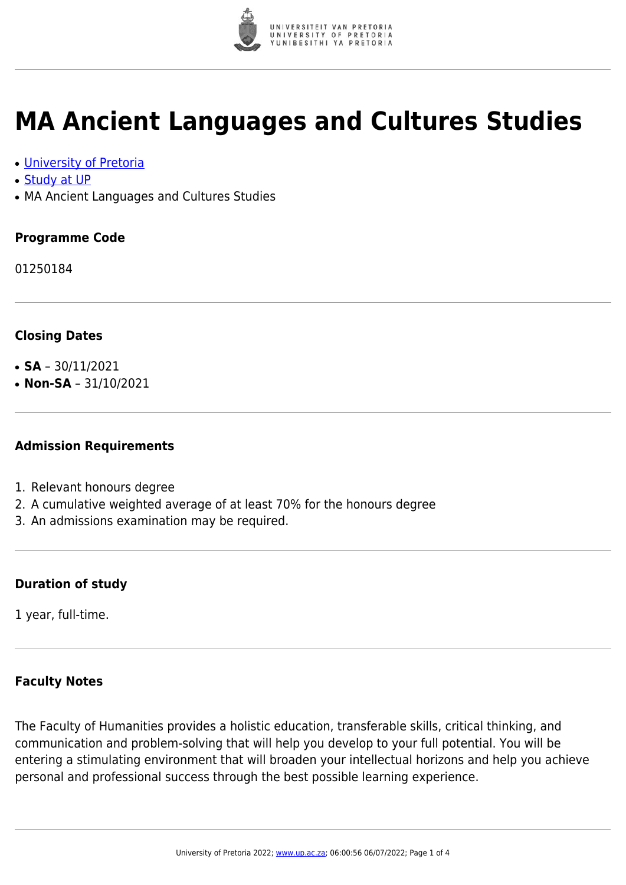# MA Ancient Languages and Cultures Studies

- University of Pretoria
- Study at UP
- MA Ancient Languages and Cultures Studies

### Programme Code

01250184

### Closing Dates

- **SA** – 30/11/2021
- **Non-SA** – 31/10/2021

### Admission Requirements

1. Relevant honours degree
2. A cumulative weighted average of at least 70% for the honours degree
3. An admissions examination may be required.

### Duration of study

1 year, full-time.

### Faculty Notes

The Faculty of Humanities provides a holistic education, transferable skills, critical thinking, and communication and problem-solving that will help you develop to your full potential. You will be entering a stimulating environment that will broaden your intellectual horizons and help you achieve personal and professional success through the best possible learning experience.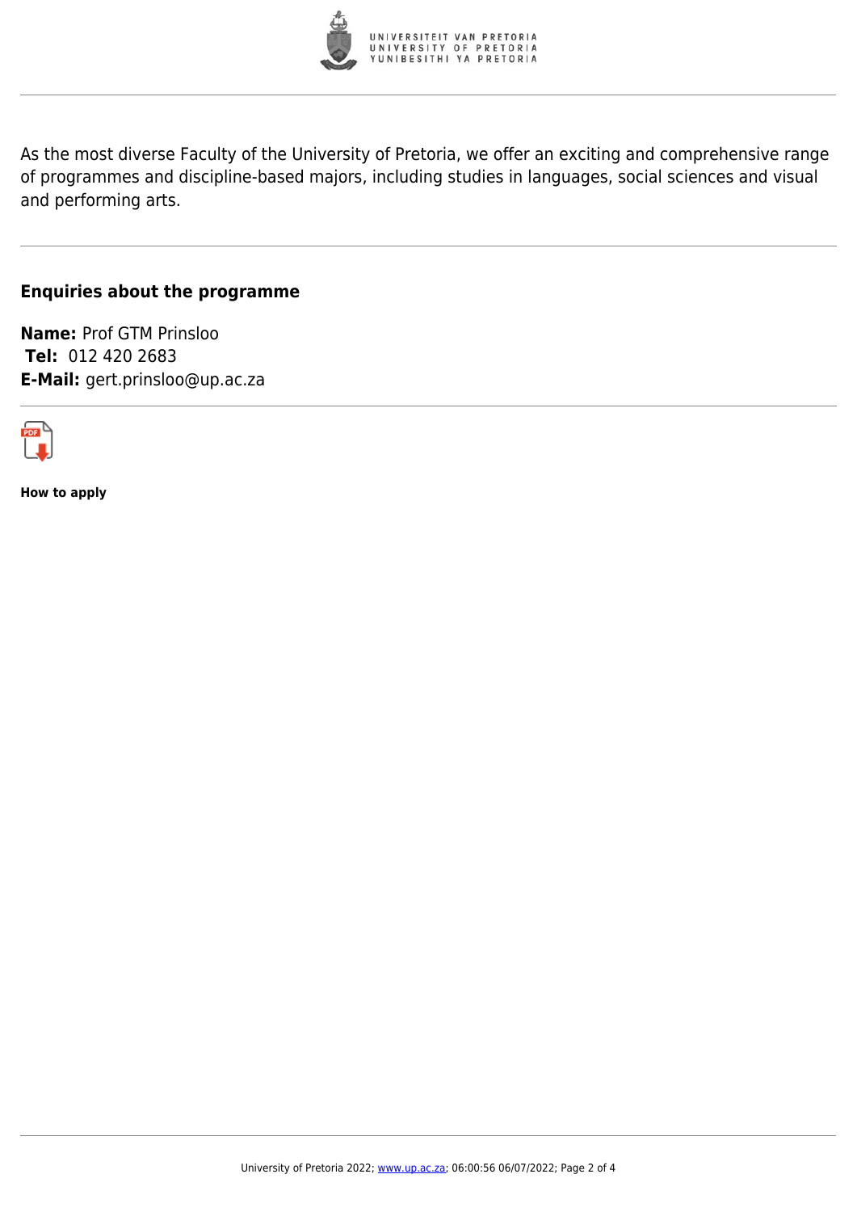As the most diverse Faculty of the University of Pretoria, we offer an exciting and comprehensive range of programmes and discipline-based majors, including studies in languages, social sciences and visual and performing arts.

## Enquiries about the programme

**Name:** Prof GTM Prinsloo
**Tel:** 012 420 2683
**E-Mail:** gert.prinsloo@up.ac.za

**How to apply**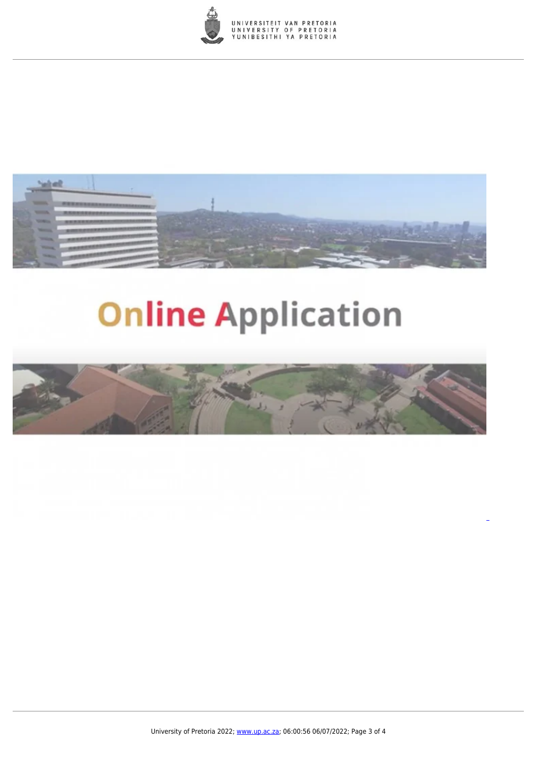Online Application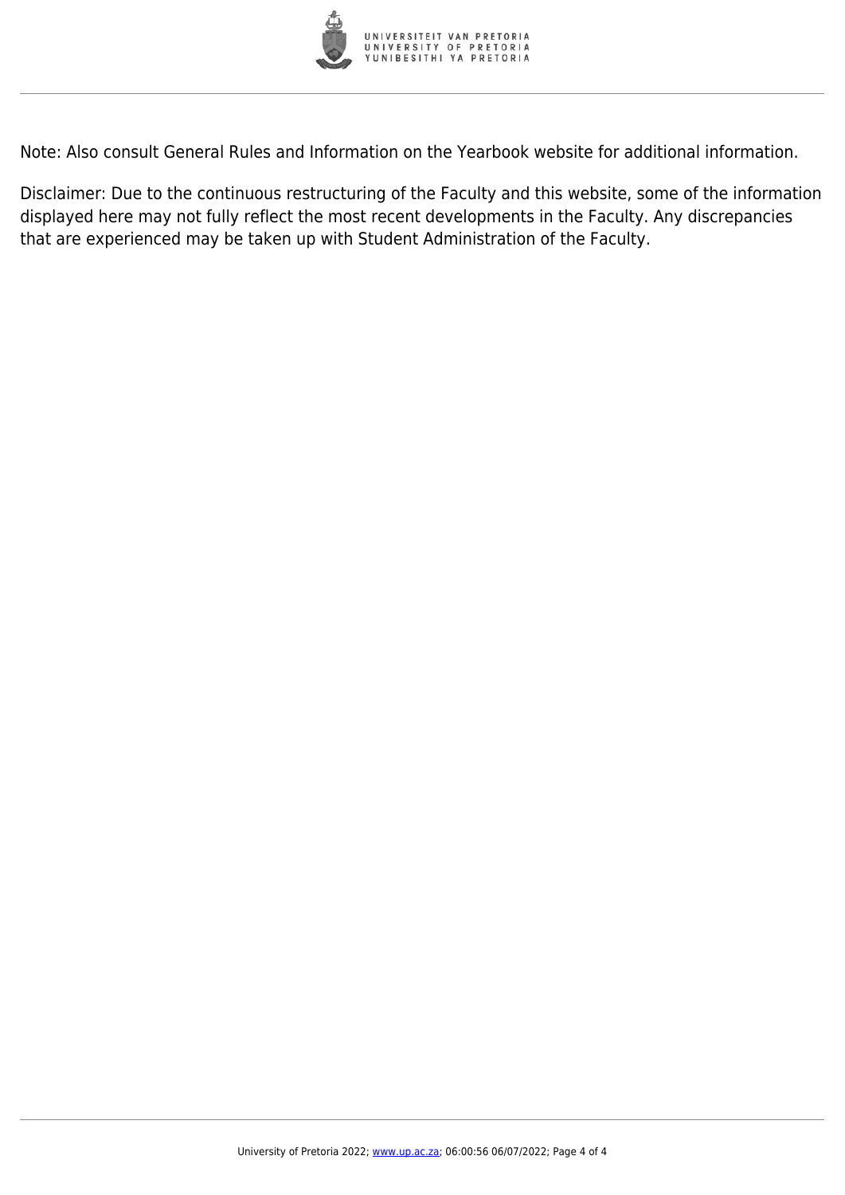Note: Also consult General Rules and Information on the Yearbook website for additional information.

Disclaimer: Due to the continuous restructuring of the Faculty and this website, some of the information displayed here may not fully reflect the most recent developments in the Faculty. Any discrepancies that are experienced may be taken up with Student Administration of the Faculty.